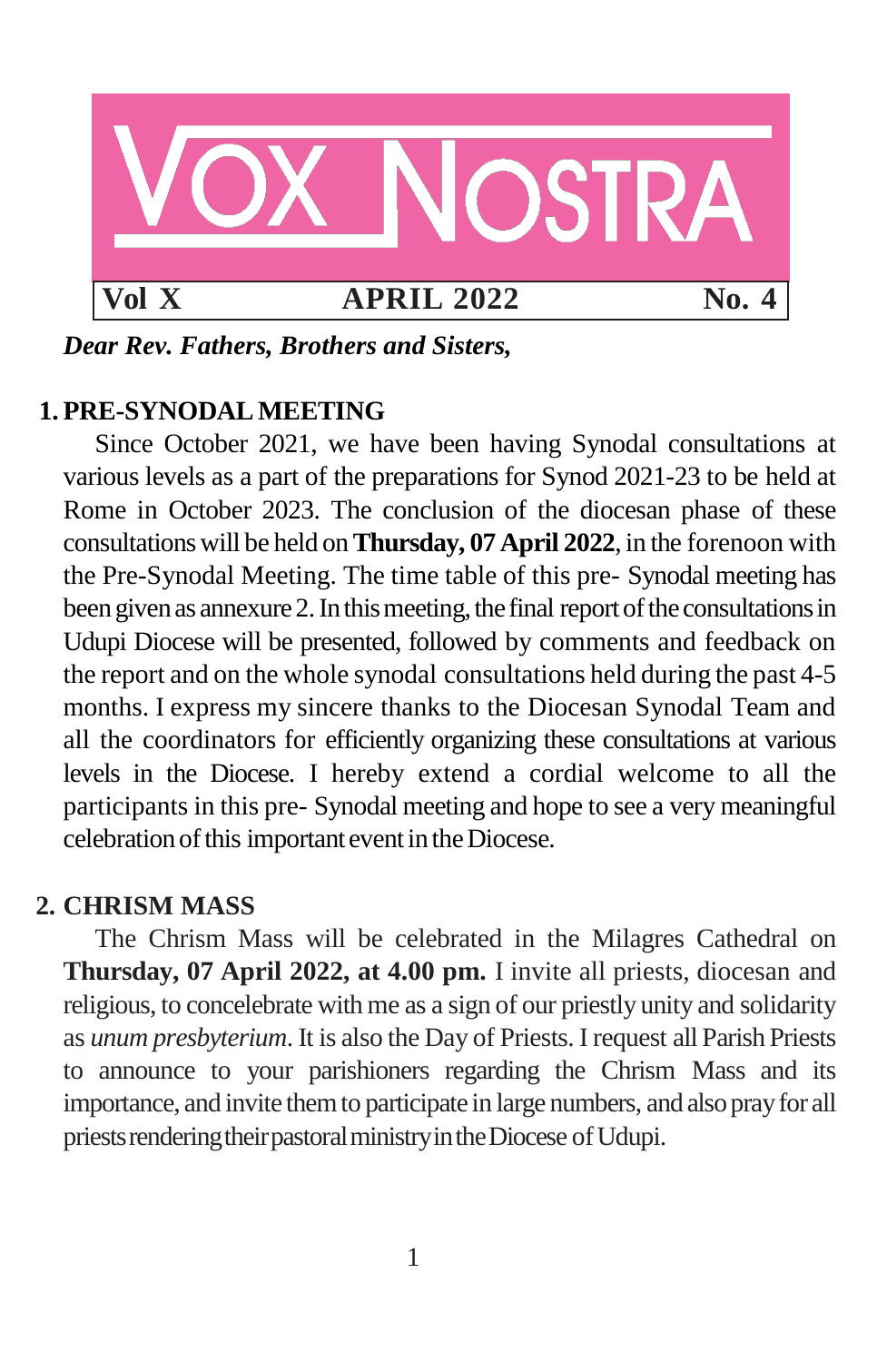# VOX NOSTRA

**Vol X** | **APRIL 2022** | **No. 4**

***Dear Rev. Fathers, Brothers and Sisters,***

## 1. PRE-SYNODAL MEETING

Since October 2021, we have been having Synodal consultations at various levels as a part of the preparations for Synod 2021-23 to be held at Rome in October 2023. The conclusion of the diocesan phase of these consultations will be held on **Thursday, 07 April 2022**, in the forenoon with the Pre-Synodal Meeting. The time table of this pre- Synodal meeting has been given as annexure 2. In this meeting, the final report of the consultations in Udupi Diocese will be presented, followed by comments and feedback on the report and on the whole synodal consultations held during the past 4-5 months. I express my sincere thanks to the Diocesan Synodal Team and all the coordinators for efficiently organizing these consultations at various levels in the Diocese. I hereby extend a cordial welcome to all the participants in this pre- Synodal meeting and hope to see a very meaningful celebration of this important event in the Diocese.

## 2. CHRISM MASS

The Chrism Mass will be celebrated in the Milagres Cathedral on **Thursday, 07 April 2022, at 4.00 pm.** I invite all priests, diocesan and religious, to concelebrate with me as a sign of our priestly unity and solidarity as *unum presbyterium*. It is also the Day of Priests. I request all Parish Priests to announce to your parishioners regarding the Chrism Mass and its importance, and invite them to participate in large numbers, and also pray for all priests rendering their pastoral ministry in the Diocese of Udupi.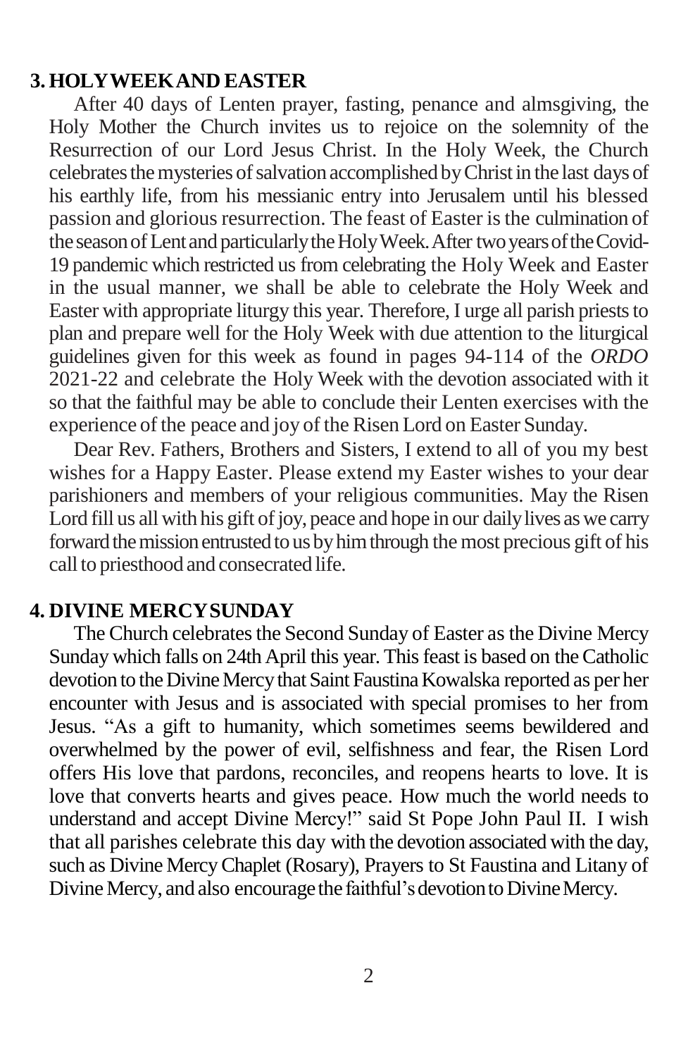## 3. HOLY WEEK AND EASTER

After 40 days of Lenten prayer, fasting, penance and almsgiving, the Holy Mother the Church invites us to rejoice on the solemnity of the Resurrection of our Lord Jesus Christ. In the Holy Week, the Church celebrates the mysteries of salvation accomplished by Christ in the last days of his earthly life, from his messianic entry into Jerusalem until his blessed passion and glorious resurrection. The feast of Easter is the culmination of the season of Lent and particularly the Holy Week. After two years of the Covid-19 pandemic which restricted us from celebrating the Holy Week and Easter in the usual manner, we shall be able to celebrate the Holy Week and Easter with appropriate liturgy this year. Therefore, I urge all parish priests to plan and prepare well for the Holy Week with due attention to the liturgical guidelines given for this week as found in pages 94-114 of the *ORDO* 2021-22 and celebrate the Holy Week with the devotion associated with it so that the faithful may be able to conclude their Lenten exercises with the experience of the peace and joy of the Risen Lord on Easter Sunday.

Dear Rev. Fathers, Brothers and Sisters, I extend to all of you my best wishes for a Happy Easter. Please extend my Easter wishes to your dear parishioners and members of your religious communities. May the Risen Lord fill us all with his gift of joy, peace and hope in our daily lives as we carry forward the mission entrusted to us by him through the most precious gift of his call to priesthood and consecrated life.

## 4. DIVINE MERCY SUNDAY

The Church celebrates the Second Sunday of Easter as the Divine Mercy Sunday which falls on 24th April this year. This feast is based on the Catholic devotion to the Divine Mercy that Saint Faustina Kowalska reported as per her encounter with Jesus and is associated with special promises to her from Jesus. "As a gift to humanity, which sometimes seems bewildered and overwhelmed by the power of evil, selfishness and fear, the Risen Lord offers His love that pardons, reconciles, and reopens hearts to love. It is love that converts hearts and gives peace. How much the world needs to understand and accept Divine Mercy!" said St Pope John Paul II. I wish that all parishes celebrate this day with the devotion associated with the day, such as Divine Mercy Chaplet (Rosary), Prayers to St Faustina and Litany of Divine Mercy, and also encourage the faithful's devotion to Divine Mercy.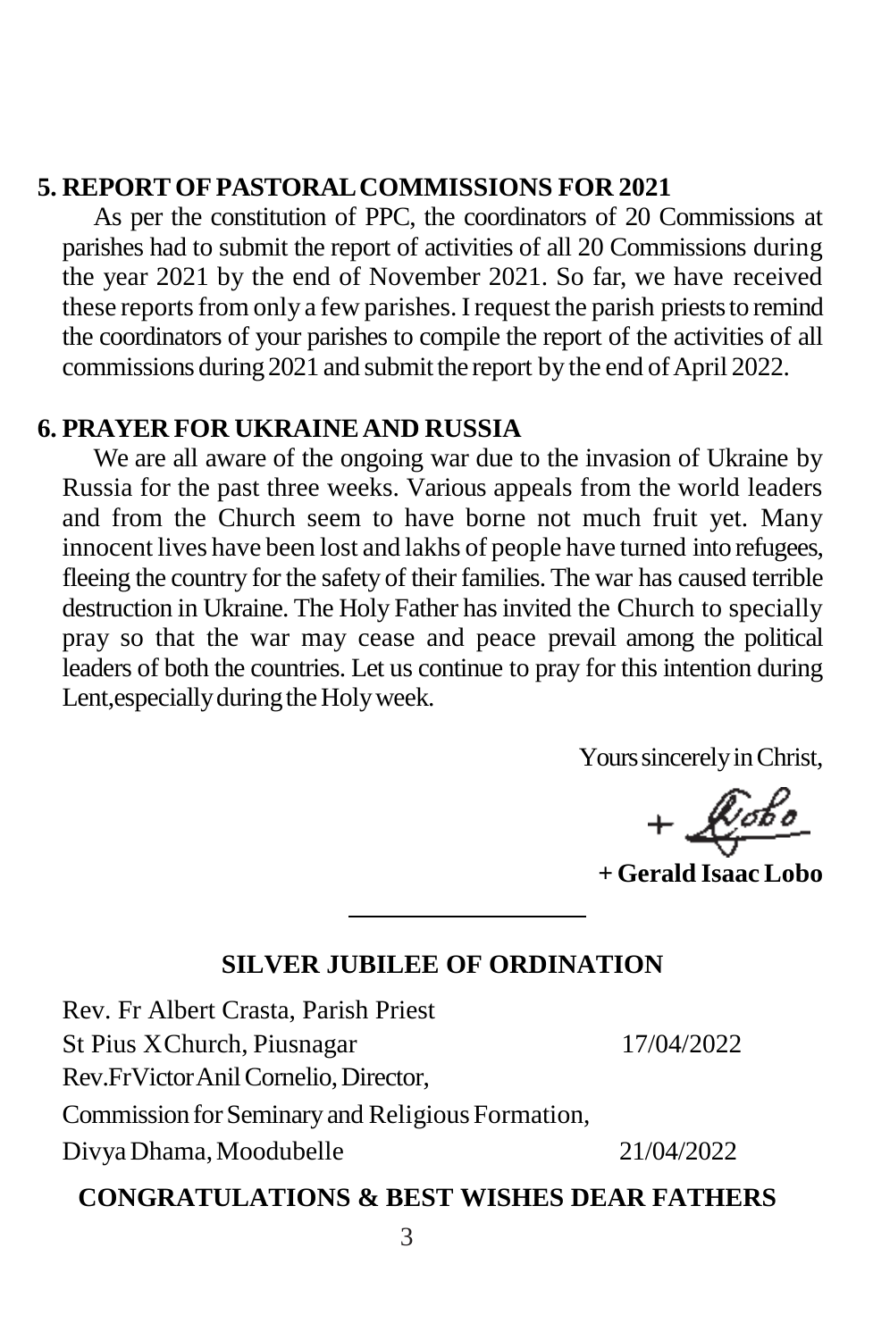## 5. REPORT OF PASTORAL COMMISSIONS FOR 2021

As per the constitution of PPC, the coordinators of 20 Commissions at parishes had to submit the report of activities of all 20 Commissions during the year 2021 by the end of November 2021. So far, we have received these reports from only a few parishes. I request the parish priests to remind the coordinators of your parishes to compile the report of the activities of all commissions during 2021 and submit the report by the end of April 2022.

## 6. PRAYER FOR UKRAINE AND RUSSIA

We are all aware of the ongoing war due to the invasion of Ukraine by Russia for the past three weeks. Various appeals from the world leaders and from the Church seem to have borne not much fruit yet. Many innocent lives have been lost and lakhs of people have turned into refugees, fleeing the country for the safety of their families. The war has caused terrible destruction in Ukraine. The Holy Father has invited the Church to specially pray so that the war may cease and peace prevail among the political leaders of both the countries. Let us continue to pray for this intention during Lent,especially during the Holy week.

Yours sincerely in Christ,

+ Lobo

**+ Gerald Isaac Lobo**

---

### SILVER JUBILEE OF ORDINATION

Rev. Fr Albert Crasta, Parish Priest
St Pius X Church, Piusnagar — 17/04/2022

Rev.Fr Victor Anil Cornelio, Director,
Commission for Seminary and Religious Formation,
Divya Dhama, Moodubelle — 21/04/2022

**CONGRATULATIONS & BEST WISHES DEAR FATHERS**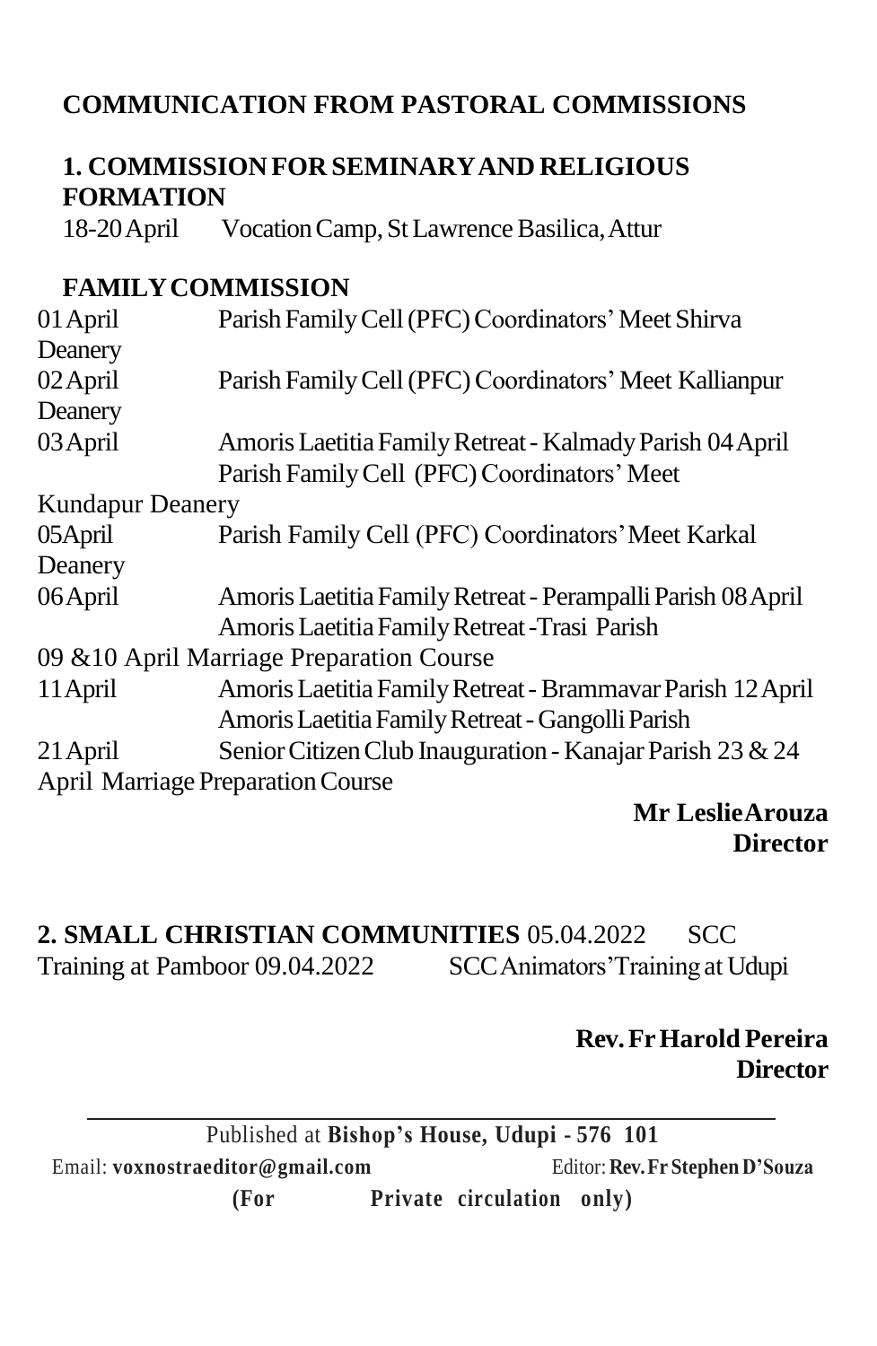## COMMUNICATION FROM PASTORAL COMMISSIONS

### 1. COMMISSION FOR SEMINARY AND RELIGIOUS FORMATION

18-20 April Vocation Camp, St Lawrence Basilica, Attur

### FAMILY COMMISSION

01 April Parish Family Cell (PFC) Coordinators' Meet Shirva Deanery

02 April Parish Family Cell (PFC) Coordinators' Meet Kallianpur Deanery

03 April Amoris Laetitia Family Retreat - Kalmady Parish

04 April Parish Family Cell (PFC) Coordinators' Meet Kundapur Deanery

05 April Parish Family Cell (PFC) Coordinators' Meet Karkal Deanery

06 April Amoris Laetitia Family Retreat - Perampalli Parish

08 April Amoris Laetitia Family Retreat - Trasi Parish

09 & 10 April Marriage Preparation Course

11 April Amoris Laetitia Family Retreat - Brammavar Parish

12 April Amoris Laetitia Family Retreat - Gangolli Parish

21 April Senior Citizen Club Inauguration - Kanajar Parish

23 & 24 April Marriage Preparation Course

**Mr Leslie Arouza**
**Director**

### 2. SMALL CHRISTIAN COMMUNITIES

05.04.2022 SCC Training at Pamboor

09.04.2022 SCC Animators' Training at Udupi

**Rev. Fr Harold Pereira**
**Director**

---

Published at **Bishop's House, Udupi - 576 101**

Email: **voxnostraeditor@gmail.com** Editor: **Rev. Fr Stephen D'Souza**

**(For Private circulation only)**